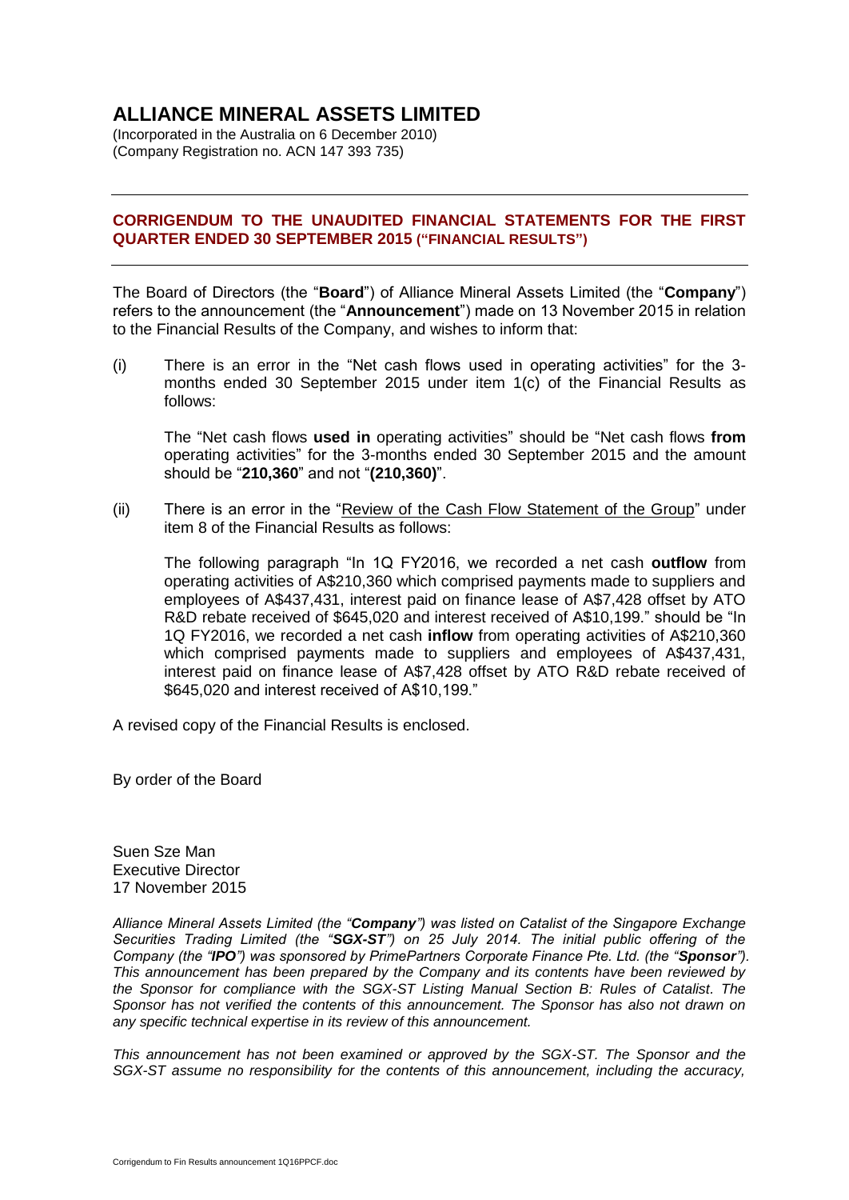# ALLIANCE MINERAL ASSETS LIMITED

(Incorporated in the Australia on 6 December 2010)
(Company Registration no. ACN 147 393 735)

---

## CORRIGENDUM TO THE UNAUDITED FINANCIAL STATEMENTS FOR THE FIRST QUARTER ENDED 30 SEPTEMBER 2015 ("FINANCIAL RESULTS")

---

The Board of Directors (the "**Board**") of Alliance Mineral Assets Limited (the "**Company**") refers to the announcement (the "**Announcement**") made on 13 November 2015 in relation to the Financial Results of the Company, and wishes to inform that:

(i) There is an error in the "Net cash flows used in operating activities" for the 3-months ended 30 September 2015 under item 1(c) of the Financial Results as follows:

The "Net cash flows **used in** operating activities" should be "Net cash flows **from** operating activities" for the 3-months ended 30 September 2015 and the amount should be "**210,360**" and not "**(210,360)**".

(ii) There is an error in the "Review of the Cash Flow Statement of the Group" under item 8 of the Financial Results as follows:

The following paragraph "In 1Q FY2016, we recorded a net cash **outflow** from operating activities of A$210,360 which comprised payments made to suppliers and employees of A$437,431, interest paid on finance lease of A$7,428 offset by ATO R&D rebate received of $645,020 and interest received of A$10,199." should be "In 1Q FY2016, we recorded a net cash **inflow** from operating activities of A$210,360 which comprised payments made to suppliers and employees of A$437,431, interest paid on finance lease of A$7,428 offset by ATO R&D rebate received of $645,020 and interest received of A$10,199."

A revised copy of the Financial Results is enclosed.

By order of the Board

Suen Sze Man
Executive Director
17 November 2015

*Alliance Mineral Assets Limited (the "**Company**") was listed on Catalist of the Singapore Exchange Securities Trading Limited (the "**SGX-ST**") on 25 July 2014. The initial public offering of the Company (the "**IPO**") was sponsored by PrimePartners Corporate Finance Pte. Ltd. (the "**Sponsor**"). This announcement has been prepared by the Company and its contents have been reviewed by the Sponsor for compliance with the SGX-ST Listing Manual Section B: Rules of Catalist. The Sponsor has not verified the contents of this announcement. The Sponsor has also not drawn on any specific technical expertise in its review of this announcement.*

*This announcement has not been examined or approved by the SGX-ST. The Sponsor and the SGX-ST assume no responsibility for the contents of this announcement, including the accuracy,*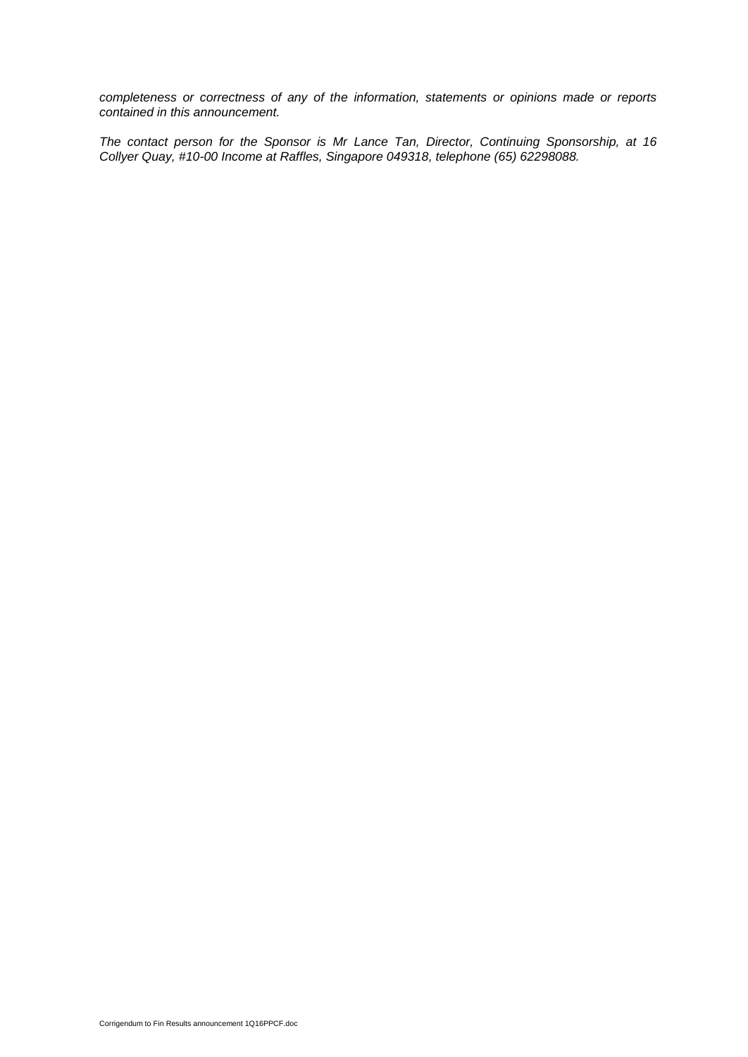*completeness or correctness of any of the information, statements or opinions made or reports contained in this announcement.*

*The contact person for the Sponsor is Mr Lance Tan, Director, Continuing Sponsorship, at 16 Collyer Quay, #10-00 Income at Raffles, Singapore 049318, telephone (65) 62298088.*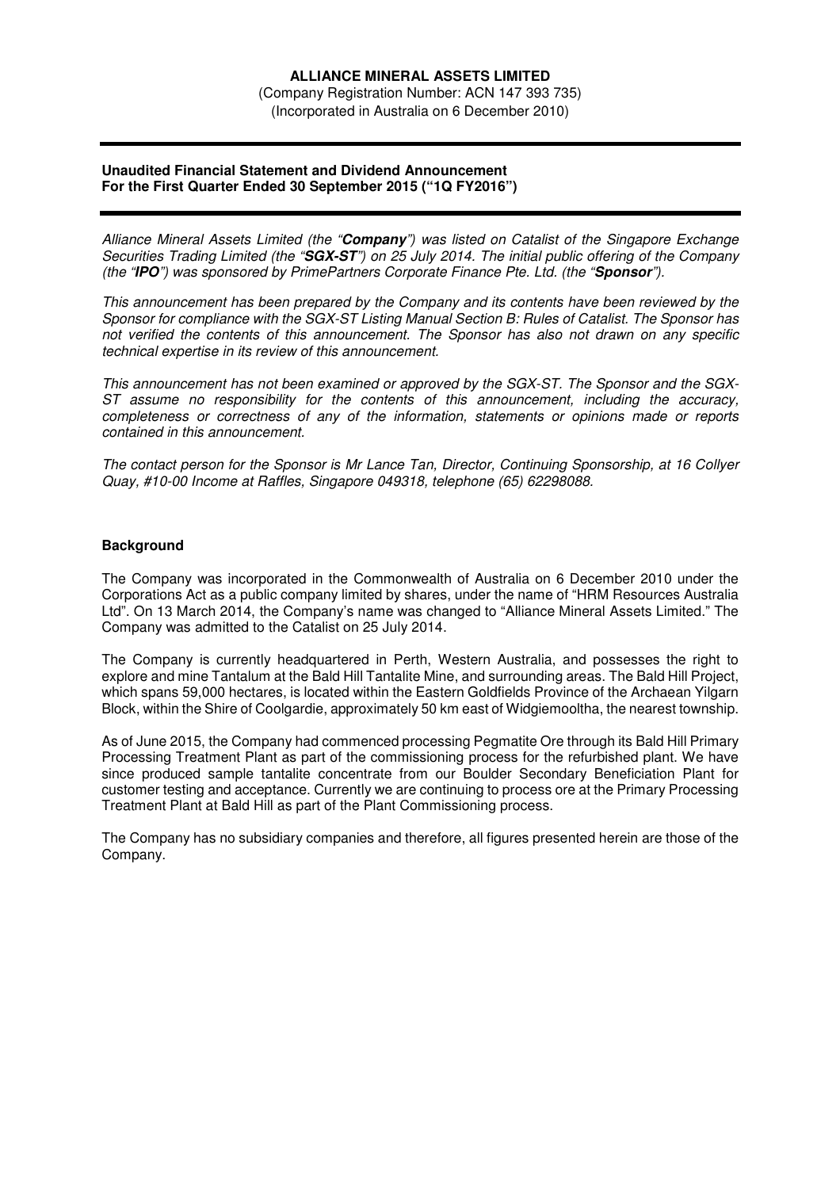**ALLIANCE MINERAL ASSETS LIMITED**

(Company Registration Number: ACN 147 393 735)
(Incorporated in Australia on 6 December 2010)

---

**Unaudited Financial Statement and Dividend Announcement**
**For the First Quarter Ended 30 September 2015 ("1Q FY2016")**

---

*Alliance Mineral Assets Limited (the "**Company**") was listed on Catalist of the Singapore Exchange Securities Trading Limited (the "**SGX-ST**") on 25 July 2014. The initial public offering of the Company (the "**IPO**") was sponsored by PrimePartners Corporate Finance Pte. Ltd. (the "**Sponsor**").*

*This announcement has been prepared by the Company and its contents have been reviewed by the Sponsor for compliance with the SGX-ST Listing Manual Section B: Rules of Catalist. The Sponsor has not verified the contents of this announcement. The Sponsor has also not drawn on any specific technical expertise in its review of this announcement.*

*This announcement has not been examined or approved by the SGX-ST. The Sponsor and the SGX-ST assume no responsibility for the contents of this announcement, including the accuracy, completeness or correctness of any of the information, statements or opinions made or reports contained in this announcement.*

*The contact person for the Sponsor is Mr Lance Tan, Director, Continuing Sponsorship, at 16 Collyer Quay, #10-00 Income at Raffles, Singapore 049318, telephone (65) 62298088.*

**Background**

The Company was incorporated in the Commonwealth of Australia on 6 December 2010 under the Corporations Act as a public company limited by shares, under the name of "HRM Resources Australia Ltd". On 13 March 2014, the Company's name was changed to "Alliance Mineral Assets Limited." The Company was admitted to the Catalist on 25 July 2014.

The Company is currently headquartered in Perth, Western Australia, and possesses the right to explore and mine Tantalum at the Bald Hill Tantalite Mine, and surrounding areas. The Bald Hill Project, which spans 59,000 hectares, is located within the Eastern Goldfields Province of the Archaean Yilgarn Block, within the Shire of Coolgardie, approximately 50 km east of Widgiemooltha, the nearest township.

As of June 2015, the Company had commenced processing Pegmatite Ore through its Bald Hill Primary Processing Treatment Plant as part of the commissioning process for the refurbished plant. We have since produced sample tantalite concentrate from our Boulder Secondary Beneficiation Plant for customer testing and acceptance. Currently we are continuing to process ore at the Primary Processing Treatment Plant at Bald Hill as part of the Plant Commissioning process.

The Company has no subsidiary companies and therefore, all figures presented herein are those of the Company.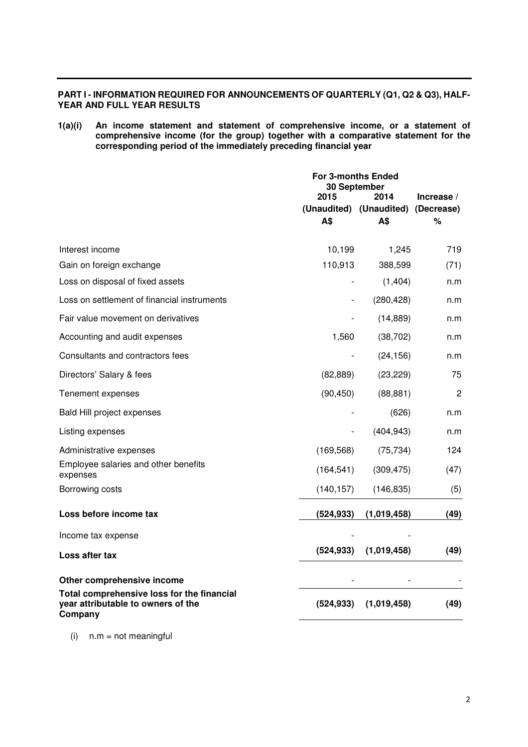**PART I - INFORMATION REQUIRED FOR ANNOUNCEMENTS OF QUARTERLY (Q1, Q2 & Q3), HALF-YEAR AND FULL YEAR RESULTS**

**1(a)(i) An income statement and statement of comprehensive income, or a statement of comprehensive income (for the group) together with a comparative statement for the corresponding period of the immediately preceding financial year**

| | For 3-months Ended 30 September | | |
|---|---|---|---|
| | 2015 (Unaudited) A$ | 2014 (Unaudited) A$ | Increase / (Decrease) % |
| Interest income | 10,199 | 1,245 | 719 |
| Gain on foreign exchange | 110,913 | 388,599 | (71) |
| Loss on disposal of fixed assets | - | (1,404) | n.m |
| Loss on settlement of financial instruments | - | (280,428) | n.m |
| Fair value movement on derivatives | - | (14,889) | n.m |
| Accounting and audit expenses | 1,560 | (38,702) | n.m |
| Consultants and contractors fees | - | (24,156) | n.m |
| Directors' Salary & fees | (82,889) | (23,229) | 75 |
| Tenement expenses | (90,450) | (88,881) | 2 |
| Bald Hill project expenses | - | (626) | n.m |
| Listing expenses | - | (404,943) | n.m |
| Administrative expenses | (169,568) | (75,734) | 124 |
| Employee salaries and other benefits expenses | (164,541) | (309,475) | (47) |
| Borrowing costs | (140,157) | (146,835) | (5) |
| **Loss before income tax** | **(524,933)** | **(1,019,458)** | **(49)** |
| Income tax expense | - | - | |
| **Loss after tax** | **(524,933)** | **(1,019,458)** | **(49)** |
| **Other comprehensive income** | - | - | - |
| **Total comprehensive loss for the financial year attributable to owners of the Company** | **(524,933)** | **(1,019,458)** | **(49)** |

(i) n.m = not meaningful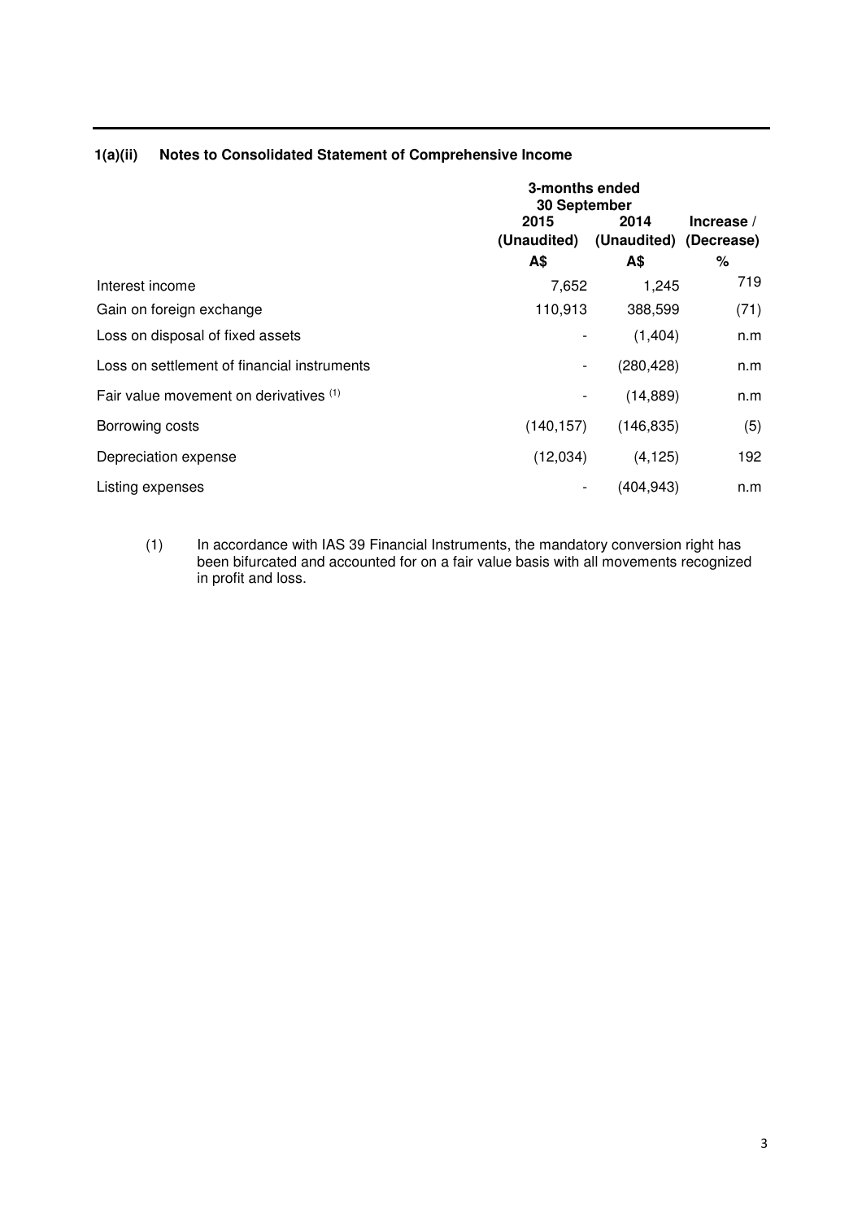### 1(a)(ii) Notes to Consolidated Statement of Comprehensive Income

| | 3-months ended 30 September | | |
|---|---|---|---|
| | 2015 (Unaudited) | 2014 (Unaudited) | Increase / (Decrease) |
| | A$ | A$ | % |
| Interest income | 7,652 | 1,245 | 719 |
| Gain on foreign exchange | 110,913 | 388,599 | (71) |
| Loss on disposal of fixed assets | - | (1,404) | n.m |
| Loss on settlement of financial instruments | - | (280,428) | n.m |
| Fair value movement on derivatives [(1)] | - | (14,889) | n.m |
| Borrowing costs | (140,157) | (146,835) | (5) |
| Depreciation expense | (12,034) | (4,125) | 192 |
| Listing expenses | - | (404,943) | n.m |

(1) In accordance with IAS 39 Financial Instruments, the mandatory conversion right has been bifurcated and accounted for on a fair value basis with all movements recognized in profit and loss.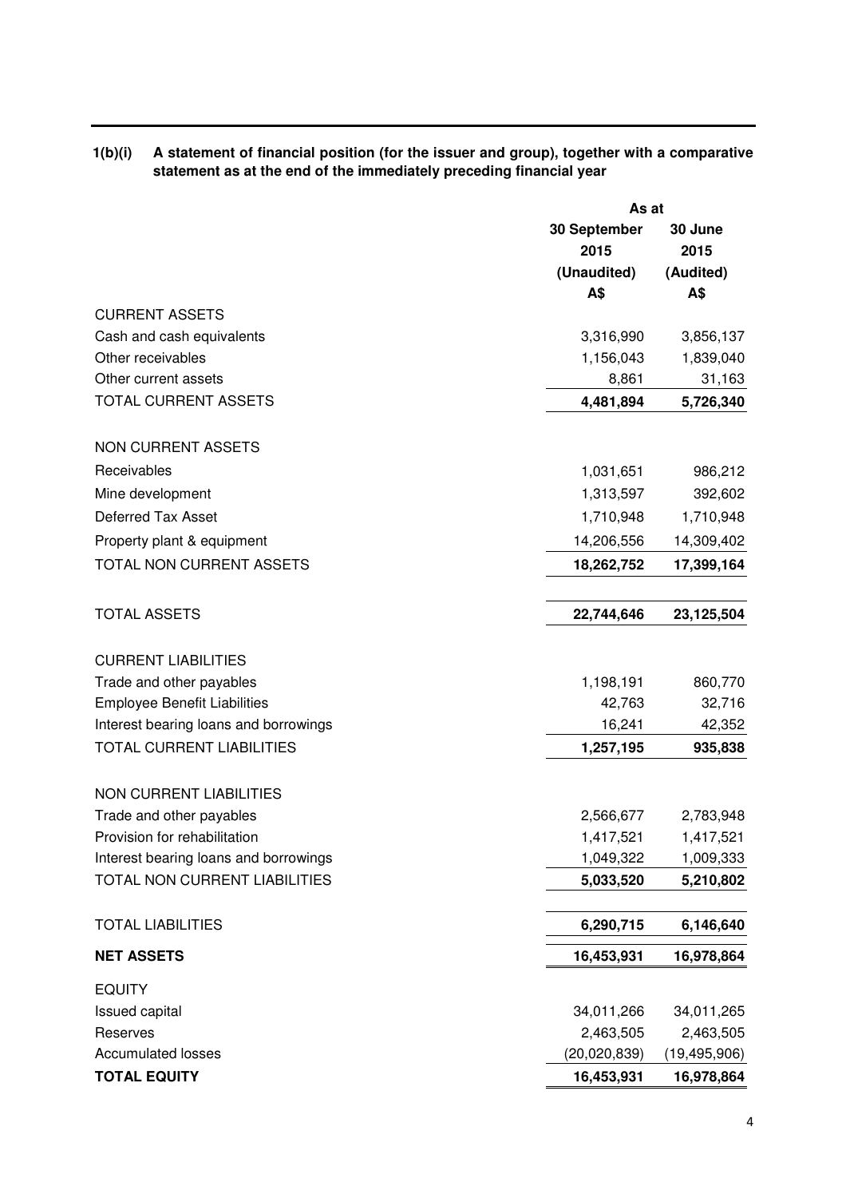**1(b)(i) A statement of financial position (for the issuer and group), together with a comparative statement as at the end of the immediately preceding financial year**

| | As at | |
|---|---|---|
| | **30 September 2015 (Unaudited) A$** | **30 June 2015 (Audited) A$** |
| CURRENT ASSETS | | |
| Cash and cash equivalents | 3,316,990 | 3,856,137 |
| Other receivables | 1,156,043 | 1,839,040 |
| Other current assets | 8,861 | 31,163 |
| TOTAL CURRENT ASSETS | **4,481,894** | **5,726,340** |
| | | |
| NON CURRENT ASSETS | | |
| Receivables | 1,031,651 | 986,212 |
| Mine development | 1,313,597 | 392,602 |
| Deferred Tax Asset | 1,710,948 | 1,710,948 |
| Property plant & equipment | 14,206,556 | 14,309,402 |
| TOTAL NON CURRENT ASSETS | **18,262,752** | **17,399,164** |
| | | |
| TOTAL ASSETS | **22,744,646** | **23,125,504** |
| | | |
| CURRENT LIABILITIES | | |
| Trade and other payables | 1,198,191 | 860,770 |
| Employee Benefit Liabilities | 42,763 | 32,716 |
| Interest bearing loans and borrowings | 16,241 | 42,352 |
| TOTAL CURRENT LIABILITIES | **1,257,195** | **935,838** |
| | | |
| NON CURRENT LIABILITIES | | |
| Trade and other payables | 2,566,677 | 2,783,948 |
| Provision for rehabilitation | 1,417,521 | 1,417,521 |
| Interest bearing loans and borrowings | 1,049,322 | 1,009,333 |
| TOTAL NON CURRENT LIABILITIES | **5,033,520** | **5,210,802** |
| | | |
| TOTAL LIABILITIES | **6,290,715** | **6,146,640** |
| **NET ASSETS** | **16,453,931** | **16,978,864** |
| | | |
| EQUITY | | |
| Issued capital | 34,011,266 | 34,011,265 |
| Reserves | 2,463,505 | 2,463,505 |
| Accumulated losses | (20,020,839) | (19,495,906) |
| **TOTAL EQUITY** | **16,453,931** | **16,978,864** |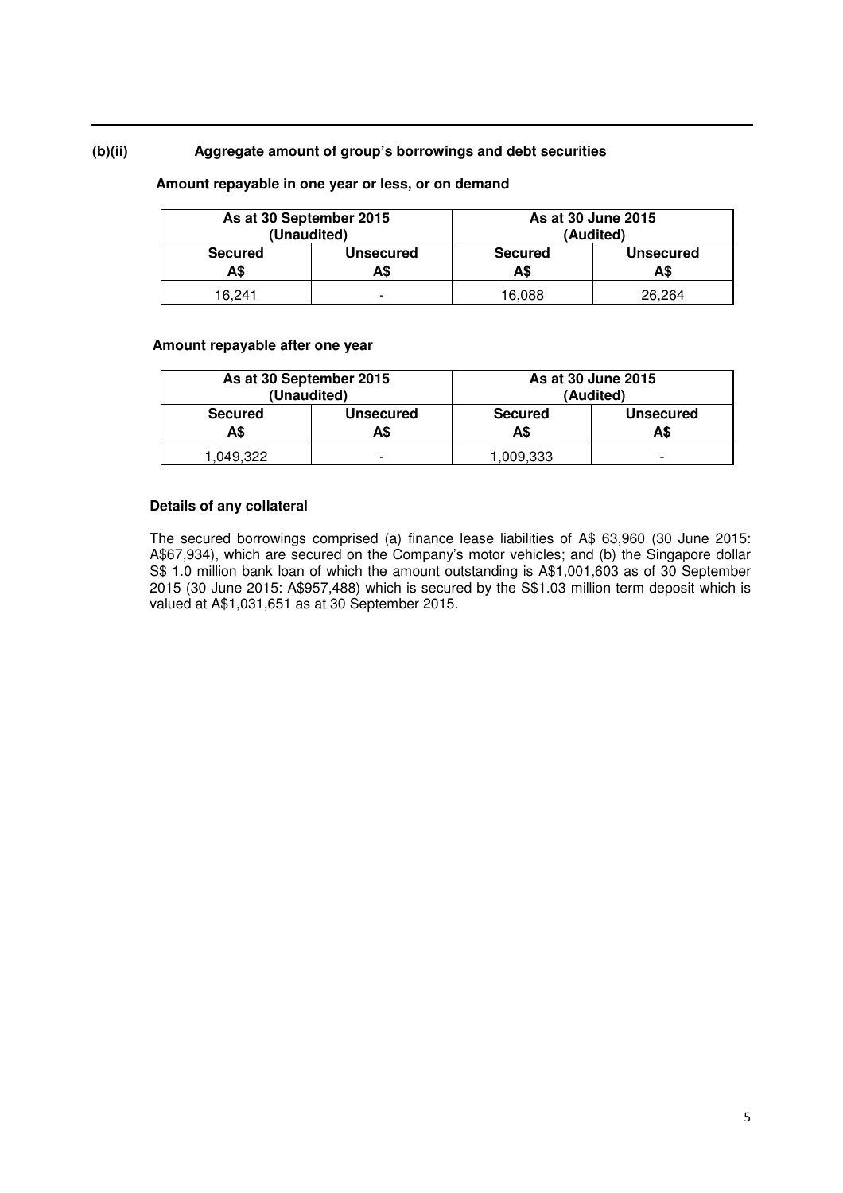**(b)(ii) Aggregate amount of group's borrowings and debt securities**

**Amount repayable in one year or less, or on demand**

| As at 30 September 2015 (Unaudited) | | As at 30 June 2015 (Audited) | |
|---|---|---|---|
| **Secured A$** | **Unsecured A$** | **Secured A$** | **Unsecured A$** |
| 16,241 | - | 16,088 | 26,264 |

**Amount repayable after one year**

| As at 30 September 2015 (Unaudited) | | As at 30 June 2015 (Audited) | |
|---|---|---|---|
| **Secured A$** | **Unsecured A$** | **Secured A$** | **Unsecured A$** |
| 1,049,322 | - | 1,009,333 | - |

**Details of any collateral**

The secured borrowings comprised (a) finance lease liabilities of A$ 63,960 (30 June 2015: A$67,934), which are secured on the Company's motor vehicles; and (b) the Singapore dollar S$ 1.0 million bank loan of which the amount outstanding is A$1,001,603 as of 30 September 2015 (30 June 2015: A$957,488) which is secured by the S$1.03 million term deposit which is valued at A$1,031,651 as at 30 September 2015.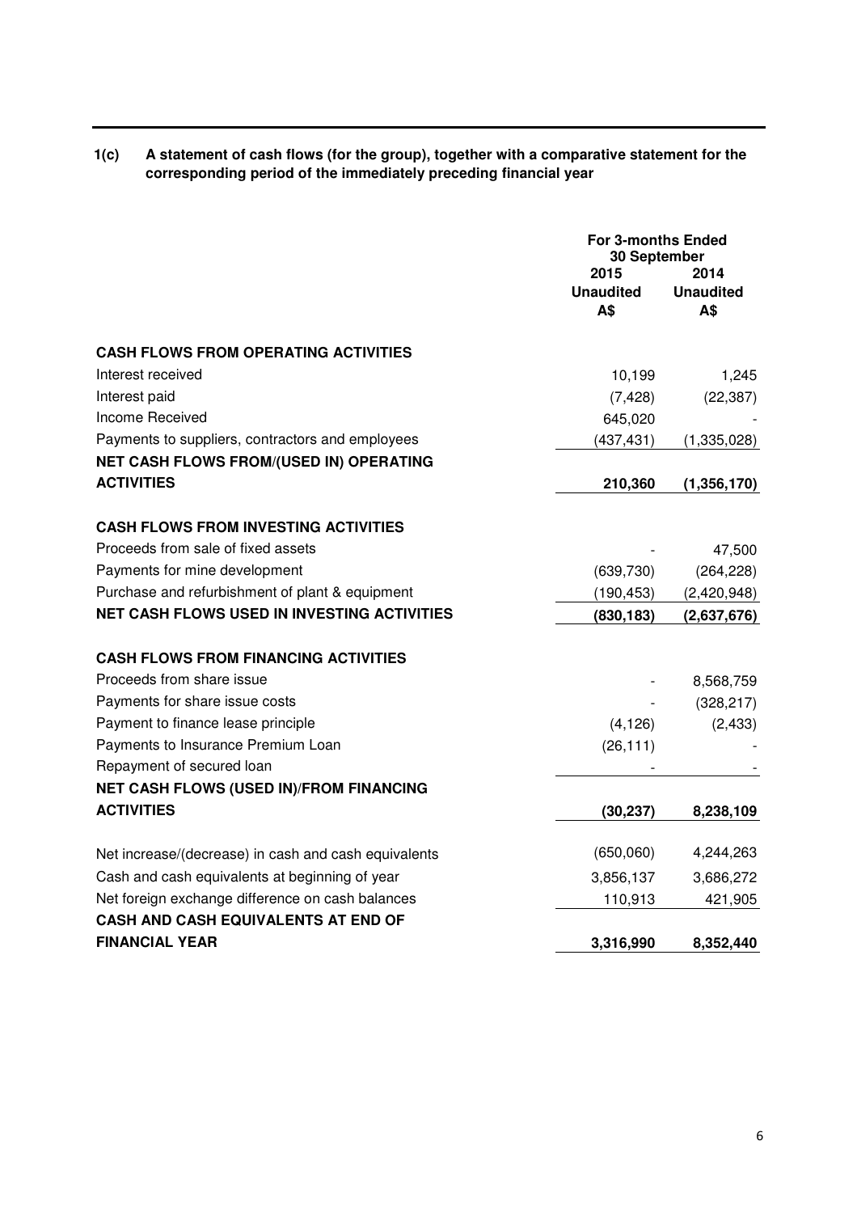**1(c) A statement of cash flows (for the group), together with a comparative statement for the corresponding period of the immediately preceding financial year**

| | For 3-months Ended 30 September | |
|---|---|---|
| | 2015 Unaudited A$ | 2014 Unaudited A$ |
| **CASH FLOWS FROM OPERATING ACTIVITIES** | | |
| Interest received | 10,199 | 1,245 |
| Interest paid | (7,428) | (22,387) |
| Income Received | 645,020 | - |
| Payments to suppliers, contractors and employees | (437,431) | (1,335,028) |
| **NET CASH FLOWS FROM/(USED IN) OPERATING ACTIVITIES** | **210,360** | **(1,356,170)** |
| **CASH FLOWS FROM INVESTING ACTIVITIES** | | |
| Proceeds from sale of fixed assets | - | 47,500 |
| Payments for mine development | (639,730) | (264,228) |
| Purchase and refurbishment of plant & equipment | (190,453) | (2,420,948) |
| **NET CASH FLOWS USED IN INVESTING ACTIVITIES** | **(830,183)** | **(2,637,676)** |
| **CASH FLOWS FROM FINANCING ACTIVITIES** | | |
| Proceeds from share issue | - | 8,568,759 |
| Payments for share issue costs | - | (328,217) |
| Payment to finance lease principle | (4,126) | (2,433) |
| Payments to Insurance Premium Loan | (26,111) | - |
| Repayment of secured loan | - | - |
| **NET CASH FLOWS (USED IN)/FROM FINANCING ACTIVITIES** | **(30,237)** | **8,238,109** |
| Net increase/(decrease) in cash and cash equivalents | (650,060) | 4,244,263 |
| Cash and cash equivalents at beginning of year | 3,856,137 | 3,686,272 |
| Net foreign exchange difference on cash balances | 110,913 | 421,905 |
| **CASH AND CASH EQUIVALENTS AT END OF FINANCIAL YEAR** | **3,316,990** | **8,352,440** |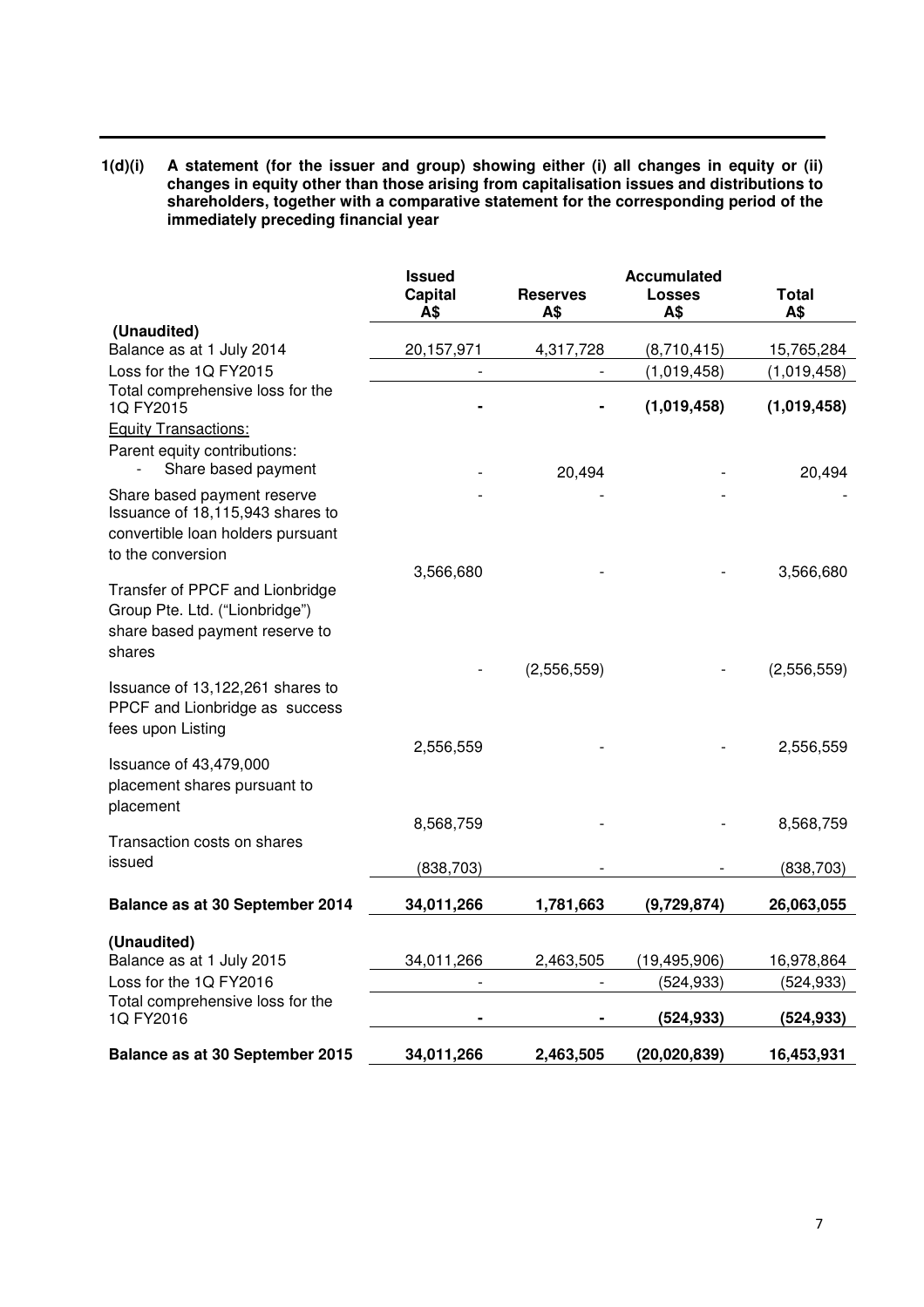**1(d)(i) A statement (for the issuer and group) showing either (i) all changes in equity or (ii) changes in equity other than those arising from capitalisation issues and distributions to shareholders, together with a comparative statement for the corresponding period of the immediately preceding financial year**

| | Issued Capital A$ | Reserves A$ | Accumulated Losses A$ | Total A$ |
|---|---|---|---|---|
| **(Unaudited)** | | | | |
| Balance as at 1 July 2014 | 20,157,971 | 4,317,728 | (8,710,415) | 15,765,284 |
| Loss for the 1Q FY2015 | - | - | (1,019,458) | (1,019,458) |
| Total comprehensive loss for the 1Q FY2015 | **-** | **-** | **(1,019,458)** | **(1,019,458)** |
| Equity Transactions: | | | | |
| Parent equity contributions: | | | | |
| - Share based payment | - | 20,494 | - | 20,494 |
| Share based payment reserve | - | - | - | - |
| Issuance of 18,115,943 shares to convertible loan holders pursuant to the conversion | 3,566,680 | - | - | 3,566,680 |
| Transfer of PPCF and Lionbridge Group Pte. Ltd. ("Lionbridge") share based payment reserve to shares | - | (2,556,559) | - | (2,556,559) |
| Issuance of 13,122,261 shares to PPCF and Lionbridge as success fees upon Listing | 2,556,559 | - | - | 2,556,559 |
| Issuance of 43,479,000 placement shares pursuant to placement | 8,568,759 | - | - | 8,568,759 |
| Transaction costs on shares issued | (838,703) | - | - | (838,703) |
| **Balance as at 30 September 2014** | **34,011,266** | **1,781,663** | **(9,729,874)** | **26,063,055** |
| **(Unaudited)** | | | | |
| Balance as at 1 July 2015 | 34,011,266 | 2,463,505 | (19,495,906) | 16,978,864 |
| Loss for the 1Q FY2016 | - | - | (524,933) | (524,933) |
| Total comprehensive loss for the 1Q FY2016 | **-** | **-** | **(524,933)** | **(524,933)** |
| **Balance as at 30 September 2015** | **34,011,266** | **2,463,505** | **(20,020,839)** | **16,453,931** |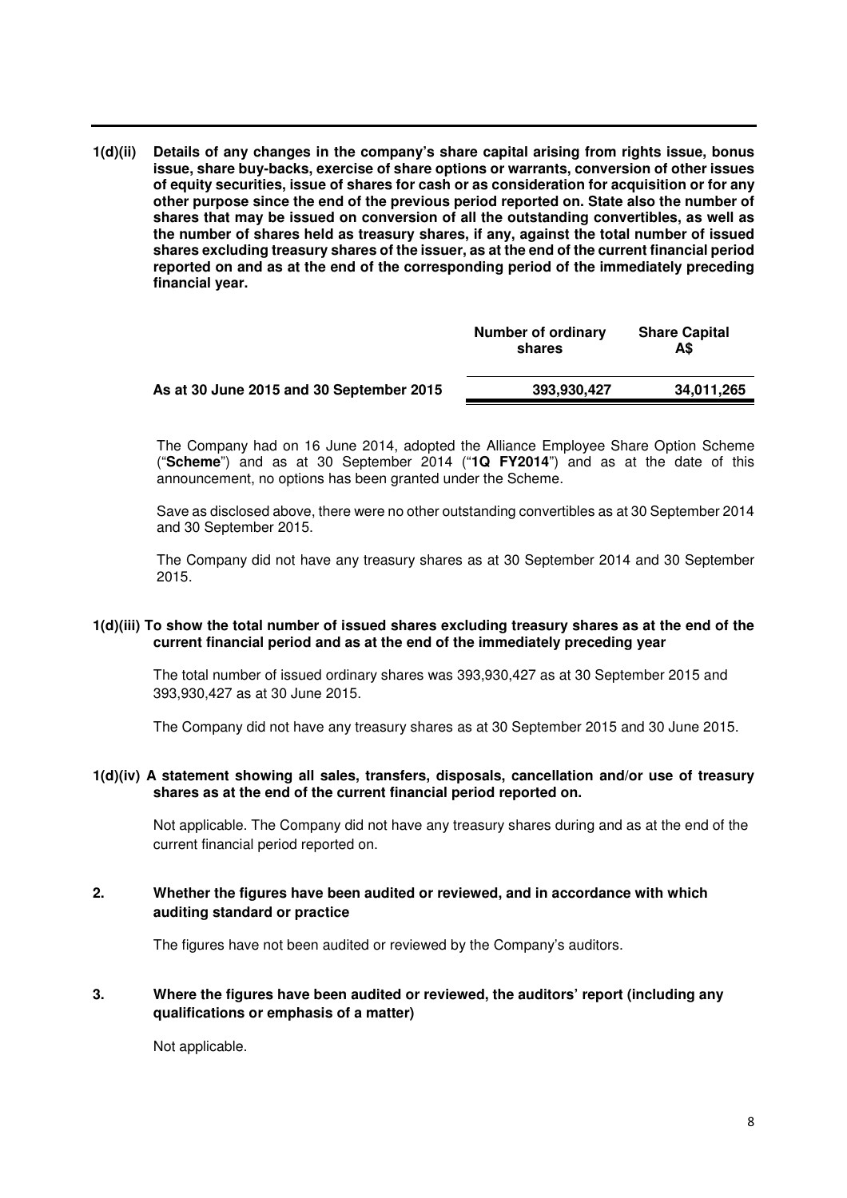**1(d)(ii) Details of any changes in the company's share capital arising from rights issue, bonus issue, share buy-backs, exercise of share options or warrants, conversion of other issues of equity securities, issue of shares for cash or as consideration for acquisition or for any other purpose since the end of the previous period reported on. State also the number of shares that may be issued on conversion of all the outstanding convertibles, as well as the number of shares held as treasury shares, if any, against the total number of issued shares excluding treasury shares of the issuer, as at the end of the current financial period reported on and as at the end of the corresponding period of the immediately preceding financial year.**

| | Number of ordinary shares | Share Capital A$ |
|---|---|---|
| **As at 30 June 2015 and 30 September 2015** | **393,930,427** | **34,011,265** |

The Company had on 16 June 2014, adopted the Alliance Employee Share Option Scheme ("**Scheme**") and as at 30 September 2014 ("**1Q FY2014**") and as at the date of this announcement, no options has been granted under the Scheme.

Save as disclosed above, there were no other outstanding convertibles as at 30 September 2014 and 30 September 2015.

The Company did not have any treasury shares as at 30 September 2014 and 30 September 2015.

**1(d)(iii) To show the total number of issued shares excluding treasury shares as at the end of the current financial period and as at the end of the immediately preceding year**

The total number of issued ordinary shares was 393,930,427 as at 30 September 2015 and 393,930,427 as at 30 June 2015.

The Company did not have any treasury shares as at 30 September 2015 and 30 June 2015.

**1(d)(iv) A statement showing all sales, transfers, disposals, cancellation and/or use of treasury shares as at the end of the current financial period reported on.**

Not applicable. The Company did not have any treasury shares during and as at the end of the current financial period reported on.

**2. Whether the figures have been audited or reviewed, and in accordance with which auditing standard or practice**

The figures have not been audited or reviewed by the Company's auditors.

**3. Where the figures have been audited or reviewed, the auditors' report (including any qualifications or emphasis of a matter)**

Not applicable.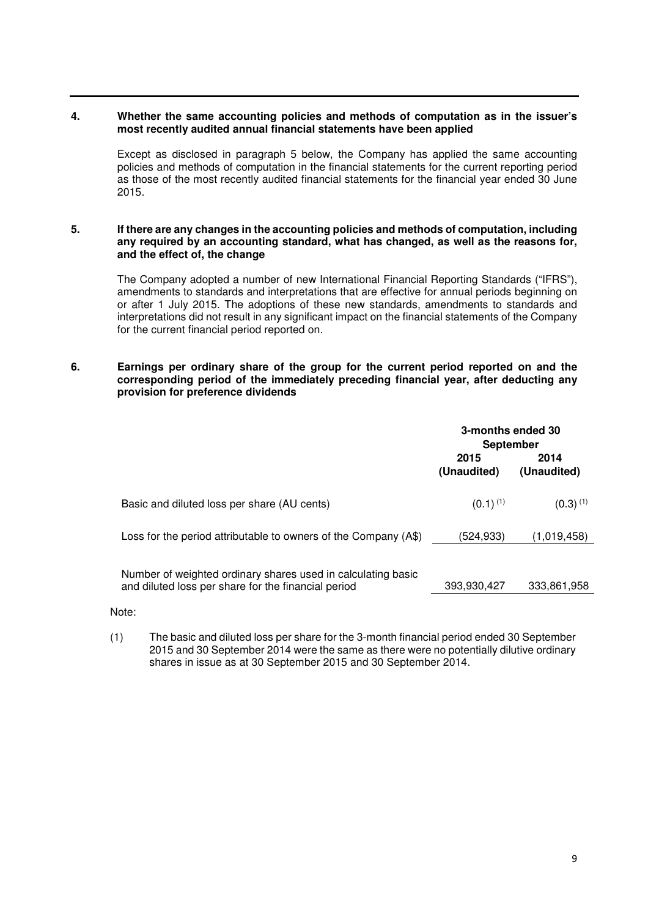**4. Whether the same accounting policies and methods of computation as in the issuer's most recently audited annual financial statements have been applied**

Except as disclosed in paragraph 5 below, the Company has applied the same accounting policies and methods of computation in the financial statements for the current reporting period as those of the most recently audited financial statements for the financial year ended 30 June 2015.

**5. If there are any changes in the accounting policies and methods of computation, including any required by an accounting standard, what has changed, as well as the reasons for, and the effect of, the change**

The Company adopted a number of new International Financial Reporting Standards ("IFRS"), amendments to standards and interpretations that are effective for annual periods beginning on or after 1 July 2015. The adoptions of these new standards, amendments to standards and interpretations did not result in any significant impact on the financial statements of the Company for the current financial period reported on.

**6. Earnings per ordinary share of the group for the current period reported on and the corresponding period of the immediately preceding financial year, after deducting any provision for preference dividends**

| | 3-months ended 30 September | |
|---|---|---|
| | 2015 (Unaudited) | 2014 (Unaudited) |
| Basic and diluted loss per share (AU cents) | (0.1) (1) | (0.3) (1) |
| Loss for the period attributable to owners of the Company (A$) | (524,933) | (1,019,458) |
| Number of weighted ordinary shares used in calculating basic and diluted loss per share for the financial period | 393,930,427 | 333,861,958 |

Note:

(1) The basic and diluted loss per share for the 3-month financial period ended 30 September 2015 and 30 September 2014 were the same as there were no potentially dilutive ordinary shares in issue as at 30 September 2015 and 30 September 2014.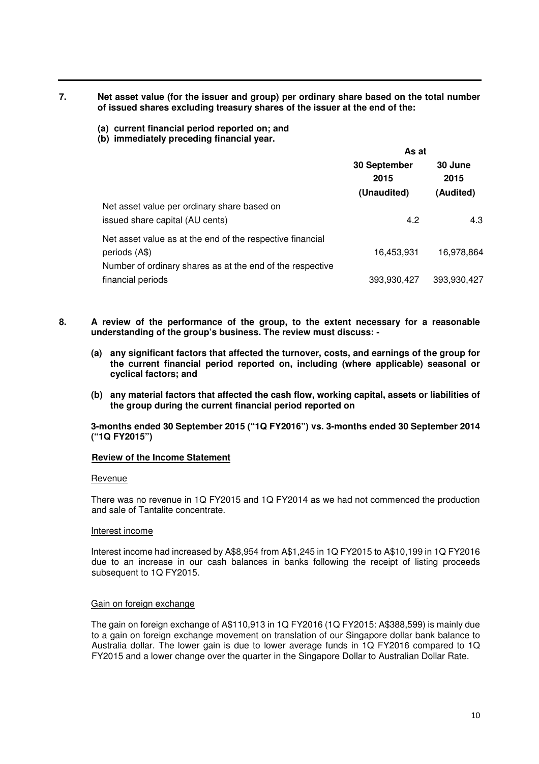**7. Net asset value (for the issuer and group) per ordinary share based on the total number of issued shares excluding treasury shares of the issuer at the end of the:**

**(a) current financial period reported on; and**
**(b) immediately preceding financial year.**

| | As at | |
|---|---|---|
| | 30 September 2015 (Unaudited) | 30 June 2015 (Audited) |
| Net asset value per ordinary share based on issued share capital (AU cents) | 4.2 | 4.3 |
| Net asset value as at the end of the respective financial periods (A$) | 16,453,931 | 16,978,864 |
| Number of ordinary shares as at the end of the respective financial periods | 393,930,427 | 393,930,427 |

**8. A review of the performance of the group, to the extent necessary for a reasonable understanding of the group's business. The review must discuss: -**

**(a) any significant factors that affected the turnover, costs, and earnings of the group for the current financial period reported on, including (where applicable) seasonal or cyclical factors; and**

**(b) any material factors that affected the cash flow, working capital, assets or liabilities of the group during the current financial period reported on**

**3-months ended 30 September 2015 ("1Q FY2016") vs. 3-months ended 30 September 2014 ("1Q FY2015")**

**Review of the Income Statement**

Revenue

There was no revenue in 1Q FY2015 and 1Q FY2014 as we had not commenced the production and sale of Tantalite concentrate.

Interest income

Interest income had increased by A$8,954 from A$1,245 in 1Q FY2015 to A$10,199 in 1Q FY2016 due to an increase in our cash balances in banks following the receipt of listing proceeds subsequent to 1Q FY2015.

Gain on foreign exchange

The gain on foreign exchange of A$110,913 in 1Q FY2016 (1Q FY2015: A$388,599) is mainly due to a gain on foreign exchange movement on translation of our Singapore dollar bank balance to Australia dollar. The lower gain is due to lower average funds in 1Q FY2016 compared to 1Q FY2015 and a lower change over the quarter in the Singapore Dollar to Australian Dollar Rate.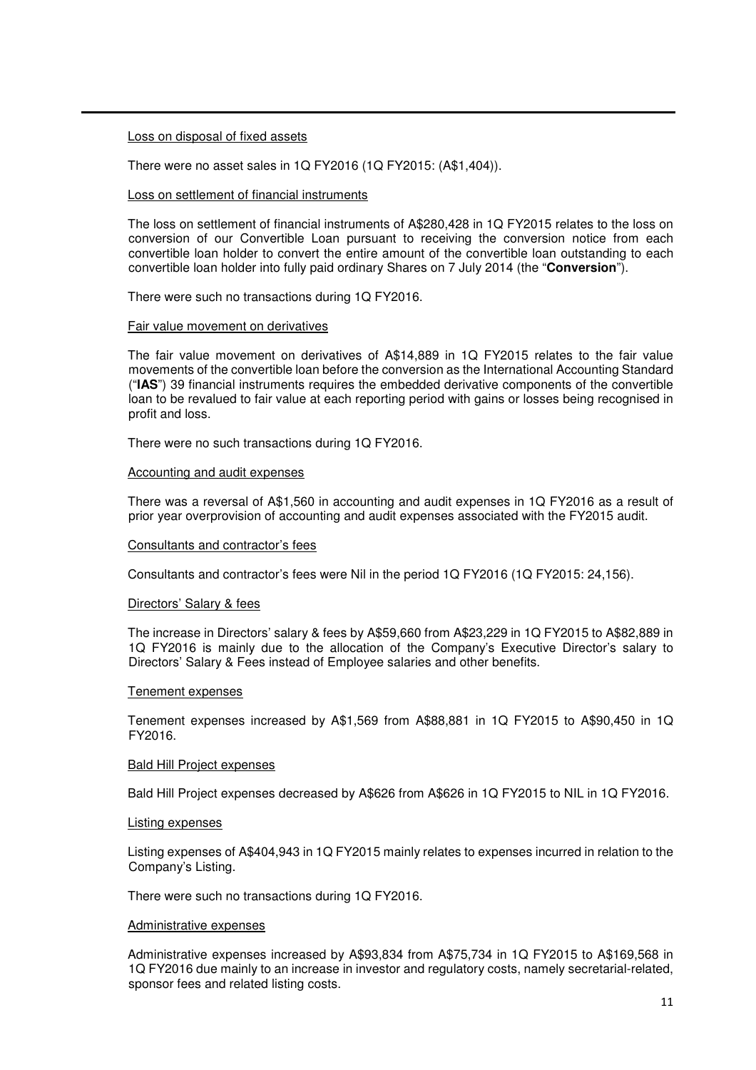Loss on disposal of fixed assets

There were no asset sales in 1Q FY2016 (1Q FY2015: (A$1,404)).

Loss on settlement of financial instruments

The loss on settlement of financial instruments of A$280,428 in 1Q FY2015 relates to the loss on conversion of our Convertible Loan pursuant to receiving the conversion notice from each convertible loan holder to convert the entire amount of the convertible loan outstanding to each convertible loan holder into fully paid ordinary Shares on 7 July 2014 (the "**Conversion**").

There were such no transactions during 1Q FY2016.

Fair value movement on derivatives

The fair value movement on derivatives of A$14,889 in 1Q FY2015 relates to the fair value movements of the convertible loan before the conversion as the International Accounting Standard ("**IAS**") 39 financial instruments requires the embedded derivative components of the convertible loan to be revalued to fair value at each reporting period with gains or losses being recognised in profit and loss.

There were no such transactions during 1Q FY2016.

Accounting and audit expenses

There was a reversal of A$1,560 in accounting and audit expenses in 1Q FY2016 as a result of prior year overprovision of accounting and audit expenses associated with the FY2015 audit.

Consultants and contractor's fees

Consultants and contractor's fees were Nil in the period 1Q FY2016 (1Q FY2015: 24,156).

Directors' Salary & fees

The increase in Directors' salary & fees by A$59,660 from A$23,229 in 1Q FY2015 to A$82,889 in 1Q FY2016 is mainly due to the allocation of the Company's Executive Director's salary to Directors' Salary & Fees instead of Employee salaries and other benefits.

Tenement expenses

Tenement expenses increased by A$1,569 from A$88,881 in 1Q FY2015 to A$90,450 in 1Q FY2016.

Bald Hill Project expenses

Bald Hill Project expenses decreased by A$626 from A$626 in 1Q FY2015 to NIL in 1Q FY2016.

Listing expenses

Listing expenses of A$404,943 in 1Q FY2015 mainly relates to expenses incurred in relation to the Company's Listing.

There were such no transactions during 1Q FY2016.

Administrative expenses

Administrative expenses increased by A$93,834 from A$75,734 in 1Q FY2015 to A$169,568 in 1Q FY2016 due mainly to an increase in investor and regulatory costs, namely secretarial-related, sponsor fees and related listing costs.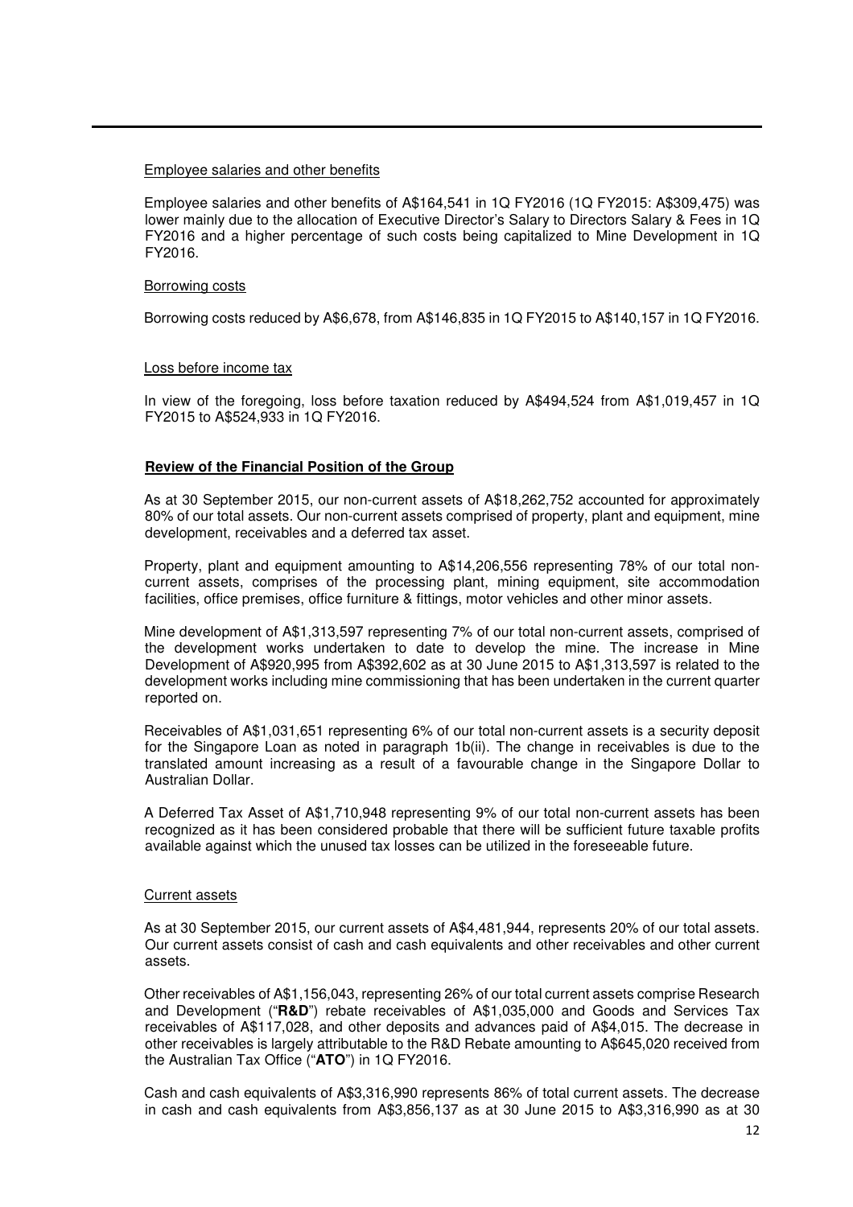Employee salaries and other benefits

Employee salaries and other benefits of A$164,541 in 1Q FY2016 (1Q FY2015: A$309,475) was lower mainly due to the allocation of Executive Director's Salary to Directors Salary & Fees in 1Q FY2016 and a higher percentage of such costs being capitalized to Mine Development in 1Q FY2016.

Borrowing costs

Borrowing costs reduced by A$6,678, from A$146,835 in 1Q FY2015 to A$140,157 in 1Q FY2016.

Loss before income tax

In view of the foregoing, loss before taxation reduced by A$494,524 from A$1,019,457 in 1Q FY2015 to A$524,933 in 1Q FY2016.

**Review of the Financial Position of the Group**

As at 30 September 2015, our non-current assets of A$18,262,752 accounted for approximately 80% of our total assets. Our non-current assets comprised of property, plant and equipment, mine development, receivables and a deferred tax asset.

Property, plant and equipment amounting to A$14,206,556 representing 78% of our total non-current assets, comprises of the processing plant, mining equipment, site accommodation facilities, office premises, office furniture & fittings, motor vehicles and other minor assets.

Mine development of A$1,313,597 representing 7% of our total non-current assets, comprised of the development works undertaken to date to develop the mine. The increase in Mine Development of A$920,995 from A$392,602 as at 30 June 2015 to A$1,313,597 is related to the development works including mine commissioning that has been undertaken in the current quarter reported on.

Receivables of A$1,031,651 representing 6% of our total non-current assets is a security deposit for the Singapore Loan as noted in paragraph 1b(ii). The change in receivables is due to the translated amount increasing as a result of a favourable change in the Singapore Dollar to Australian Dollar.

A Deferred Tax Asset of A$1,710,948 representing 9% of our total non-current assets has been recognized as it has been considered probable that there will be sufficient future taxable profits available against which the unused tax losses can be utilized in the foreseeable future.

Current assets

As at 30 September 2015, our current assets of A$4,481,944, represents 20% of our total assets. Our current assets consist of cash and cash equivalents and other receivables and other current assets.

Other receivables of A$1,156,043, representing 26% of our total current assets comprise Research and Development ("**R&D**") rebate receivables of A$1,035,000 and Goods and Services Tax receivables of A$117,028, and other deposits and advances paid of A$4,015. The decrease in other receivables is largely attributable to the R&D Rebate amounting to A$645,020 received from the Australian Tax Office ("**ATO**") in 1Q FY2016.

Cash and cash equivalents of A$3,316,990 represents 86% of total current assets. The decrease in cash and cash equivalents from A$3,856,137 as at 30 June 2015 to A$3,316,990 as at 30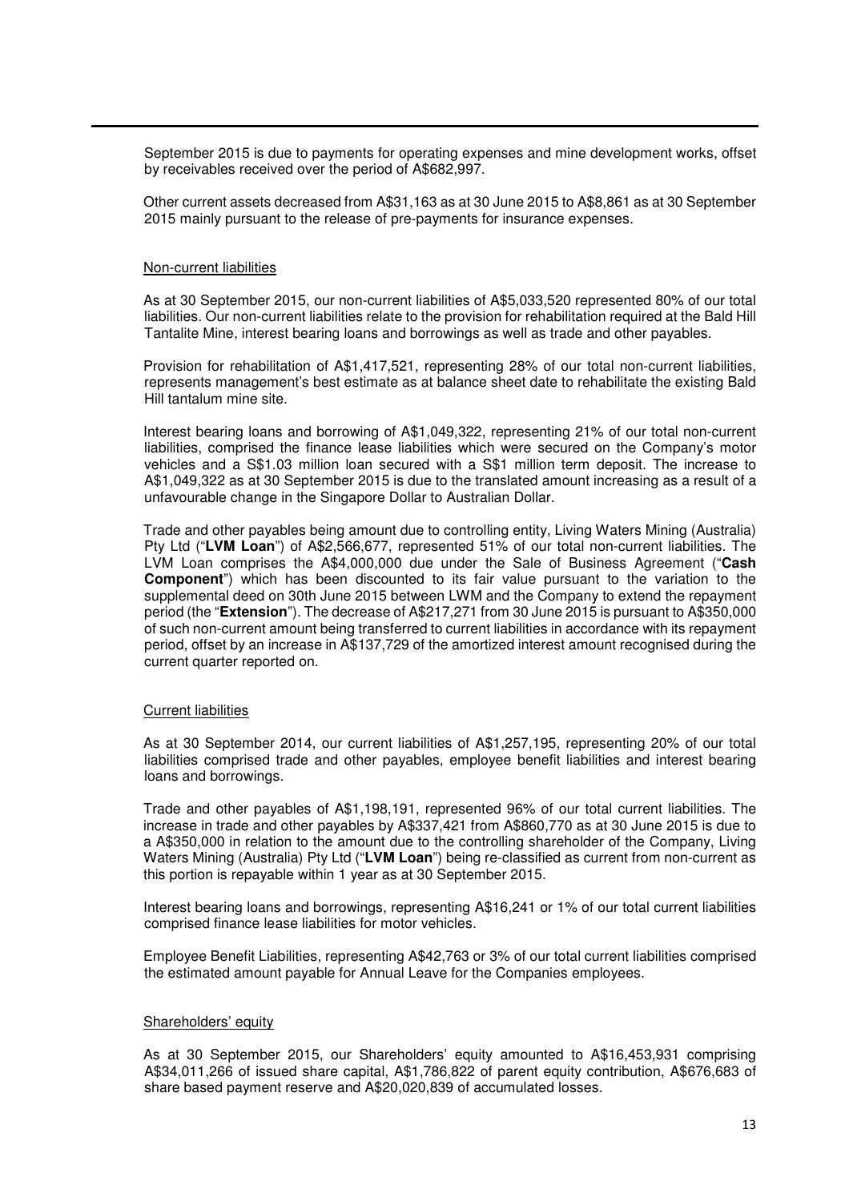September 2015 is due to payments for operating expenses and mine development works, offset by receivables received over the period of A$682,997.

Other current assets decreased from A$31,163 as at 30 June 2015 to A$8,861 as at 30 September 2015 mainly pursuant to the release of pre-payments for insurance expenses.

Non-current liabilities

As at 30 September 2015, our non-current liabilities of A$5,033,520 represented 80% of our total liabilities. Our non-current liabilities relate to the provision for rehabilitation required at the Bald Hill Tantalite Mine, interest bearing loans and borrowings as well as trade and other payables.

Provision for rehabilitation of A$1,417,521, representing 28% of our total non-current liabilities, represents management's best estimate as at balance sheet date to rehabilitate the existing Bald Hill tantalum mine site.

Interest bearing loans and borrowing of A$1,049,322, representing 21% of our total non-current liabilities, comprised the finance lease liabilities which were secured on the Company's motor vehicles and a S$1.03 million loan secured with a S$1 million term deposit. The increase to A$1,049,322 as at 30 September 2015 is due to the translated amount increasing as a result of a unfavourable change in the Singapore Dollar to Australian Dollar.

Trade and other payables being amount due to controlling entity, Living Waters Mining (Australia) Pty Ltd ("**LVM Loan**") of A$2,566,677, represented 51% of our total non-current liabilities. The LVM Loan comprises the A$4,000,000 due under the Sale of Business Agreement ("**Cash Component**") which has been discounted to its fair value pursuant to the variation to the supplemental deed on 30th June 2015 between LWM and the Company to extend the repayment period (the "**Extension**"). The decrease of A$217,271 from 30 June 2015 is pursuant to A$350,000 of such non-current amount being transferred to current liabilities in accordance with its repayment period, offset by an increase in A$137,729 of the amortized interest amount recognised during the current quarter reported on.

Current liabilities

As at 30 September 2014, our current liabilities of A$1,257,195, representing 20% of our total liabilities comprised trade and other payables, employee benefit liabilities and interest bearing loans and borrowings.

Trade and other payables of A$1,198,191, represented 96% of our total current liabilities. The increase in trade and other payables by A$337,421 from A$860,770 as at 30 June 2015 is due to a A$350,000 in relation to the amount due to the controlling shareholder of the Company, Living Waters Mining (Australia) Pty Ltd ("**LVM Loan**") being re-classified as current from non-current as this portion is repayable within 1 year as at 30 September 2015.

Interest bearing loans and borrowings, representing A$16,241 or 1% of our total current liabilities comprised finance lease liabilities for motor vehicles.

Employee Benefit Liabilities, representing A$42,763 or 3% of our total current liabilities comprised the estimated amount payable for Annual Leave for the Companies employees.

Shareholders' equity

As at 30 September 2015, our Shareholders' equity amounted to A$16,453,931 comprising A$34,011,266 of issued share capital, A$1,786,822 of parent equity contribution, A$676,683 of share based payment reserve and A$20,020,839 of accumulated losses.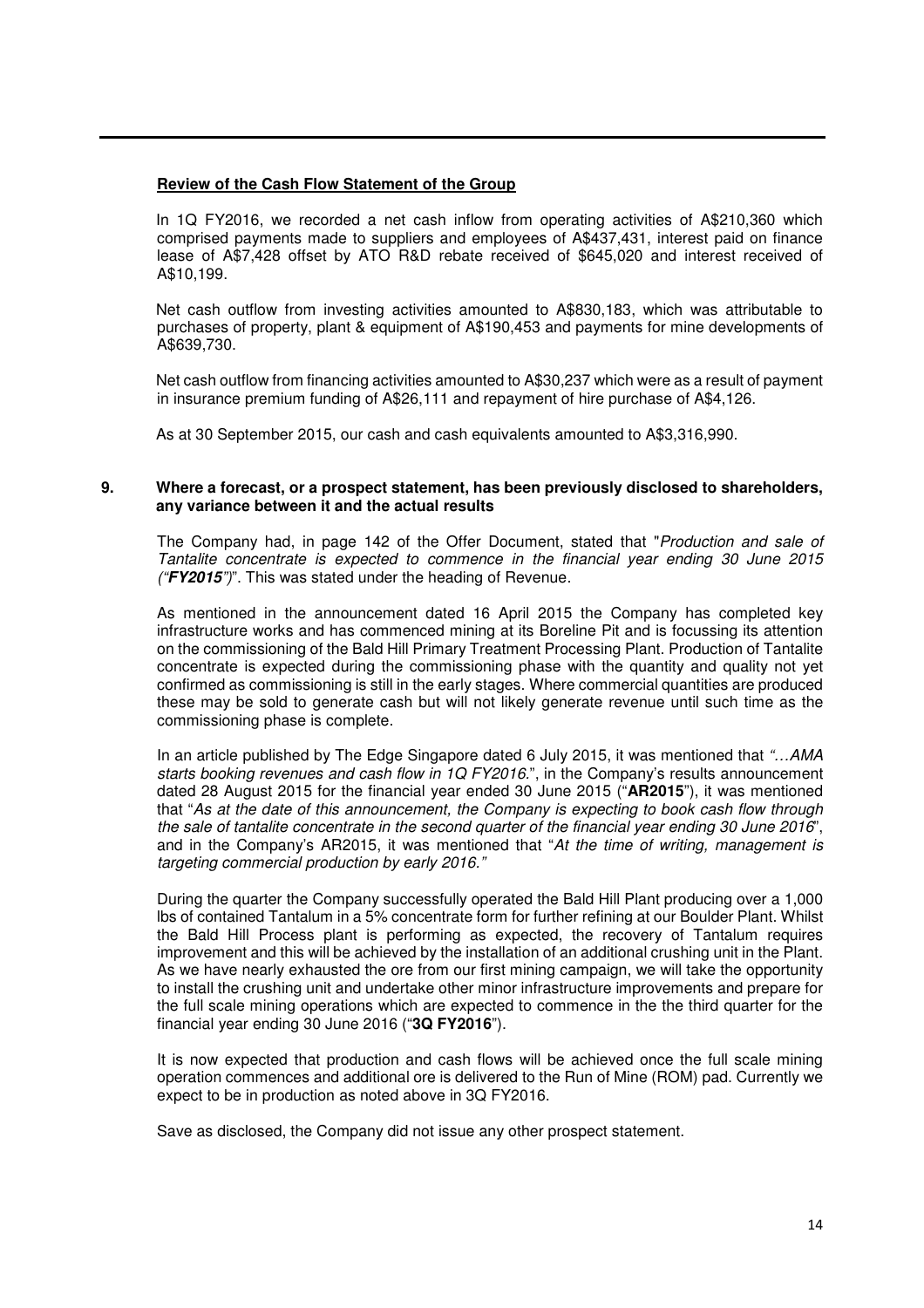**Review of the Cash Flow Statement of the Group**

In 1Q FY2016, we recorded a net cash inflow from operating activities of A$210,360 which comprised payments made to suppliers and employees of A$437,431, interest paid on finance lease of A$7,428 offset by ATO R&D rebate received of $645,020 and interest received of A$10,199.

Net cash outflow from investing activities amounted to A$830,183, which was attributable to purchases of property, plant & equipment of A$190,453 and payments for mine developments of A$639,730.

Net cash outflow from financing activities amounted to A$30,237 which were as a result of payment in insurance premium funding of A$26,111 and repayment of hire purchase of A$4,126.

As at 30 September 2015, our cash and cash equivalents amounted to A$3,316,990.

## 9. Where a forecast, or a prospect statement, has been previously disclosed to shareholders, any variance between it and the actual results

The Company had, in page 142 of the Offer Document, stated that "*Production and sale of Tantalite concentrate is expected to commence in the financial year ending 30 June 2015 ("**FY2015**")*". This was stated under the heading of Revenue.

As mentioned in the announcement dated 16 April 2015 the Company has completed key infrastructure works and has commenced mining at its Boreline Pit and is focussing its attention on the commissioning of the Bald Hill Primary Treatment Processing Plant. Production of Tantalite concentrate is expected during the commissioning phase with the quantity and quality not yet confirmed as commissioning is still in the early stages. Where commercial quantities are produced these may be sold to generate cash but will not likely generate revenue until such time as the commissioning phase is complete.

In an article published by The Edge Singapore dated 6 July 2015, it was mentioned that *"…AMA starts booking revenues and cash flow in 1Q FY2016.*", in the Company's results announcement dated 28 August 2015 for the financial year ended 30 June 2015 ("**AR2015**"), it was mentioned that "*As at the date of this announcement, the Company is expecting to book cash flow through the sale of tantalite concentrate in the second quarter of the financial year ending 30 June 2016*", and in the Company's AR2015, it was mentioned that "*At the time of writing, management is targeting commercial production by early 2016."*

During the quarter the Company successfully operated the Bald Hill Plant producing over a 1,000 lbs of contained Tantalum in a 5% concentrate form for further refining at our Boulder Plant. Whilst the Bald Hill Process plant is performing as expected, the recovery of Tantalum requires improvement and this will be achieved by the installation of an additional crushing unit in the Plant. As we have nearly exhausted the ore from our first mining campaign, we will take the opportunity to install the crushing unit and undertake other minor infrastructure improvements and prepare for the full scale mining operations which are expected to commence in the the third quarter for the financial year ending 30 June 2016 ("**3Q FY2016**").

It is now expected that production and cash flows will be achieved once the full scale mining operation commences and additional ore is delivered to the Run of Mine (ROM) pad. Currently we expect to be in production as noted above in 3Q FY2016.

Save as disclosed, the Company did not issue any other prospect statement.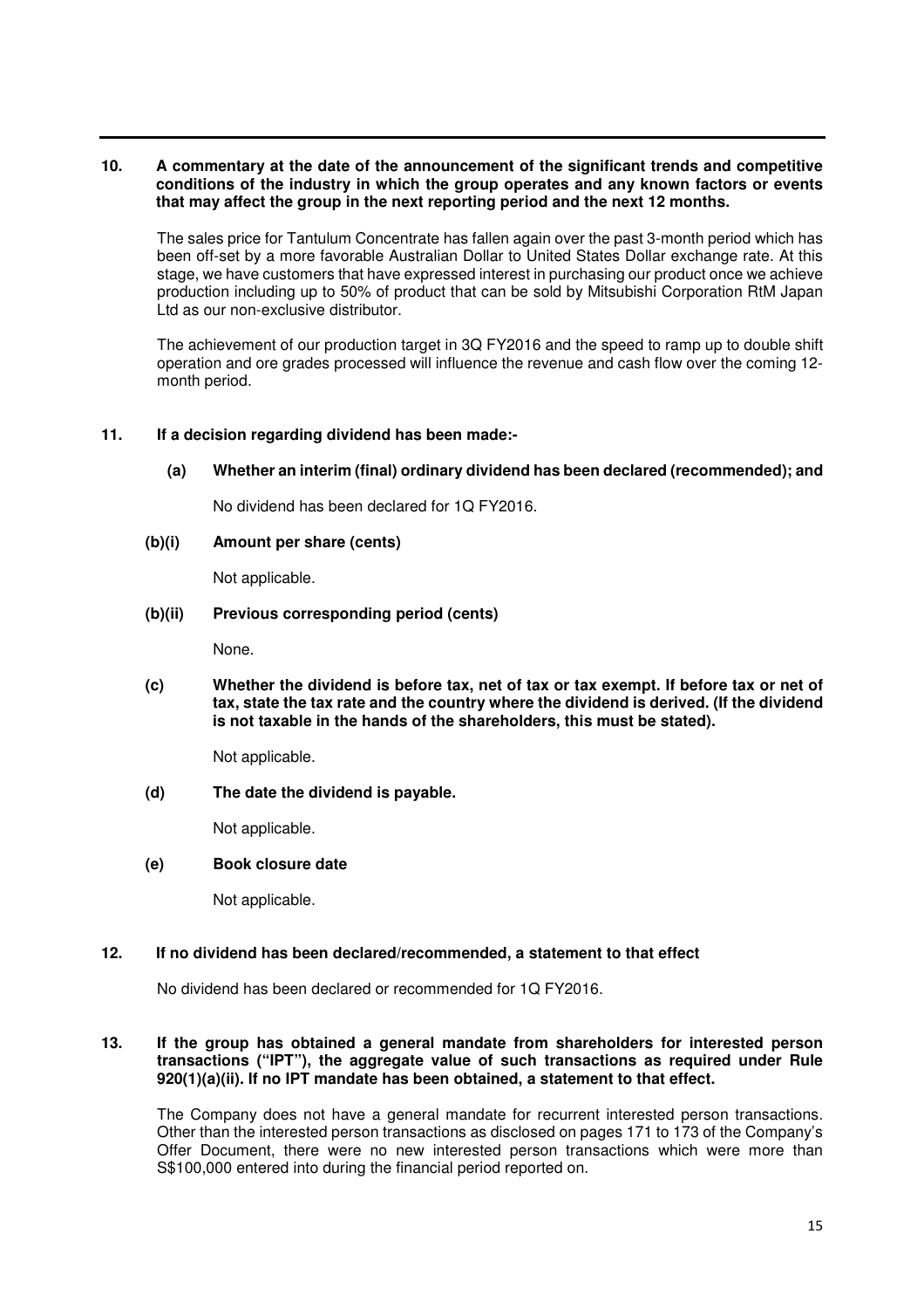**10. A commentary at the date of the announcement of the significant trends and competitive conditions of the industry in which the group operates and any known factors or events that may affect the group in the next reporting period and the next 12 months.**

The sales price for Tantulum Concentrate has fallen again over the past 3-month period which has been off-set by a more favorable Australian Dollar to United States Dollar exchange rate. At this stage, we have customers that have expressed interest in purchasing our product once we achieve production including up to 50% of product that can be sold by Mitsubishi Corporation RtM Japan Ltd as our non-exclusive distributor.

The achievement of our production target in 3Q FY2016 and the speed to ramp up to double shift operation and ore grades processed will influence the revenue and cash flow over the coming 12-month period.

**11. If a decision regarding dividend has been made:-**

**(a) Whether an interim (final) ordinary dividend has been declared (recommended); and**

No dividend has been declared for 1Q FY2016.

**(b)(i) Amount per share (cents)**

Not applicable.

**(b)(ii) Previous corresponding period (cents)**

None.

**(c) Whether the dividend is before tax, net of tax or tax exempt. If before tax or net of tax, state the tax rate and the country where the dividend is derived. (If the dividend is not taxable in the hands of the shareholders, this must be stated).**

Not applicable.

**(d) The date the dividend is payable.**

Not applicable.

**(e) Book closure date**

Not applicable.

**12. If no dividend has been declared/recommended, a statement to that effect**

No dividend has been declared or recommended for 1Q FY2016.

**13. If the group has obtained a general mandate from shareholders for interested person transactions ("IPT"), the aggregate value of such transactions as required under Rule 920(1)(a)(ii). If no IPT mandate has been obtained, a statement to that effect.**

The Company does not have a general mandate for recurrent interested person transactions. Other than the interested person transactions as disclosed on pages 171 to 173 of the Company's Offer Document, there were no new interested person transactions which were more than S$100,000 entered into during the financial period reported on.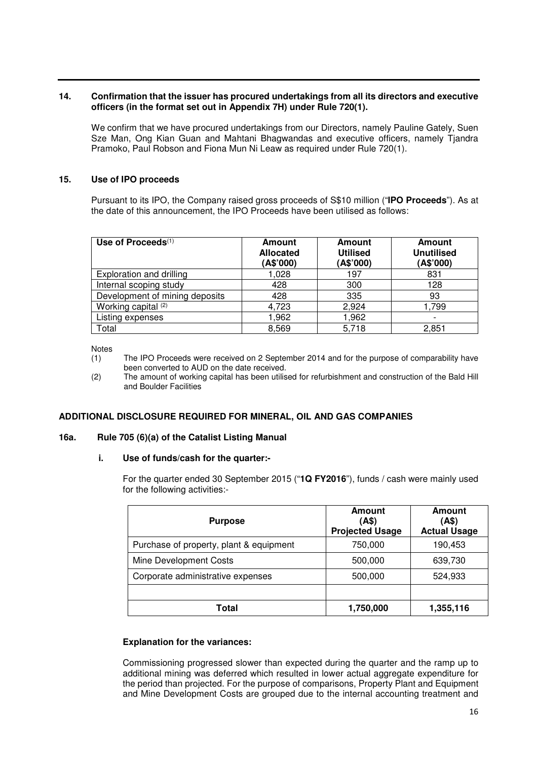**14. Confirmation that the issuer has procured undertakings from all its directors and executive officers (in the format set out in Appendix 7H) under Rule 720(1).**

We confirm that we have procured undertakings from our Directors, namely Pauline Gately, Suen Sze Man, Ong Kian Guan and Mahtani Bhagwandas and executive officers, namely Tjandra Pramoko, Paul Robson and Fiona Mun Ni Leaw as required under Rule 720(1).

**15. Use of IPO proceeds**

Pursuant to its IPO, the Company raised gross proceeds of S$10 million ("**IPO Proceeds**"). As at the date of this announcement, the IPO Proceeds have been utilised as follows:

| Use of Proceeds[(1)] | Amount Allocated (A$'000) | Amount Utilised (A$'000) | Amount Unutilised (A$'000) |
|---|---|---|---|
| Exploration and drilling | 1,028 | 197 | 831 |
| Internal scoping study | 428 | 300 | 128 |
| Development of mining deposits | 428 | 335 | 93 |
| Working capital [(2)] | 4,723 | 2,924 | 1,799 |
| Listing expenses | 1,962 | 1,962 | - |
| Total | 8,569 | 5,718 | 2,851 |

Notes

(1) The IPO Proceeds were received on 2 September 2014 and for the purpose of comparability have been converted to AUD on the date received.

(2) The amount of working capital has been utilised for refurbishment and construction of the Bald Hill and Boulder Facilities

**ADDITIONAL DISCLOSURE REQUIRED FOR MINERAL, OIL AND GAS COMPANIES**

**16a. Rule 705 (6)(a) of the Catalist Listing Manual**

**i. Use of funds/cash for the quarter:-**

For the quarter ended 30 September 2015 ("**1Q FY2016**"), funds / cash were mainly used for the following activities:-

| Purpose | Amount (A$) Projected Usage | Amount (A$) Actual Usage |
|---|---|---|
| Purchase of property, plant & equipment | 750,000 | 190,453 |
| Mine Development Costs | 500,000 | 639,730 |
| Corporate administrative expenses | 500,000 | 524,933 |
| | | |
| **Total** | **1,750,000** | **1,355,116** |

**Explanation for the variances:**

Commissioning progressed slower than expected during the quarter and the ramp up to additional mining was deferred which resulted in lower actual aggregate expenditure for the period than projected. For the purpose of comparisons, Property Plant and Equipment and Mine Development Costs are grouped due to the internal accounting treatment and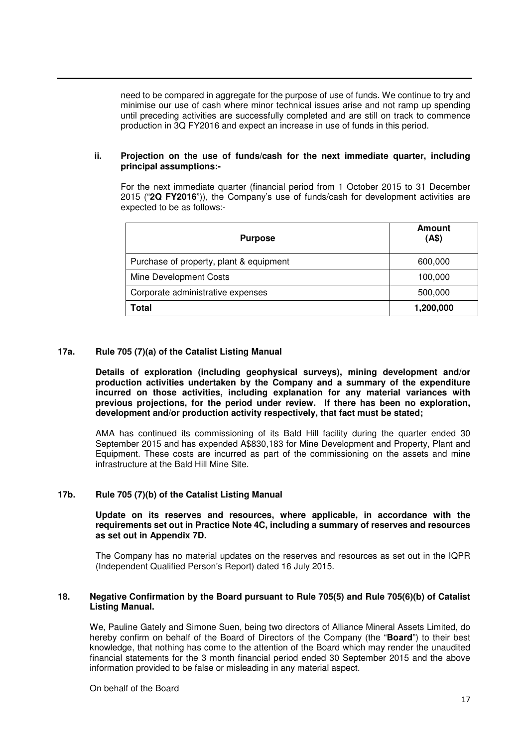need to be compared in aggregate for the purpose of use of funds. We continue to try and minimise our use of cash where minor technical issues arise and not ramp up spending until preceding activities are successfully completed and are still on track to commence production in 3Q FY2016 and expect an increase in use of funds in this period.

**ii. Projection on the use of funds/cash for the next immediate quarter, including principal assumptions:-**

For the next immediate quarter (financial period from 1 October 2015 to 31 December 2015 ("**2Q FY2016**")), the Company's use of funds/cash for development activities are expected to be as follows:-

| Purpose | Amount (A$) |
|---|---|
| Purchase of property, plant & equipment | 600,000 |
| Mine Development Costs | 100,000 |
| Corporate administrative expenses | 500,000 |
| **Total** | **1,200,000** |

## 17a. Rule 705 (7)(a) of the Catalist Listing Manual

**Details of exploration (including geophysical surveys), mining development and/or production activities undertaken by the Company and a summary of the expenditure incurred on those activities, including explanation for any material variances with previous projections, for the period under review. If there has been no exploration, development and/or production activity respectively, that fact must be stated;**

AMA has continued its commissioning of its Bald Hill facility during the quarter ended 30 September 2015 and has expended A$830,183 for Mine Development and Property, Plant and Equipment. These costs are incurred as part of the commissioning on the assets and mine infrastructure at the Bald Hill Mine Site.

## 17b. Rule 705 (7)(b) of the Catalist Listing Manual

**Update on its reserves and resources, where applicable, in accordance with the requirements set out in Practice Note 4C, including a summary of reserves and resources as set out in Appendix 7D.**

The Company has no material updates on the reserves and resources as set out in the IQPR (Independent Qualified Person's Report) dated 16 July 2015.

## 18. Negative Confirmation by the Board pursuant to Rule 705(5) and Rule 705(6)(b) of Catalist Listing Manual.

We, Pauline Gately and Simone Suen, being two directors of Alliance Mineral Assets Limited, do hereby confirm on behalf of the Board of Directors of the Company (the "**Board**") to their best knowledge, that nothing has come to the attention of the Board which may render the unaudited financial statements for the 3 month financial period ended 30 September 2015 and the above information provided to be false or misleading in any material aspect.

On behalf of the Board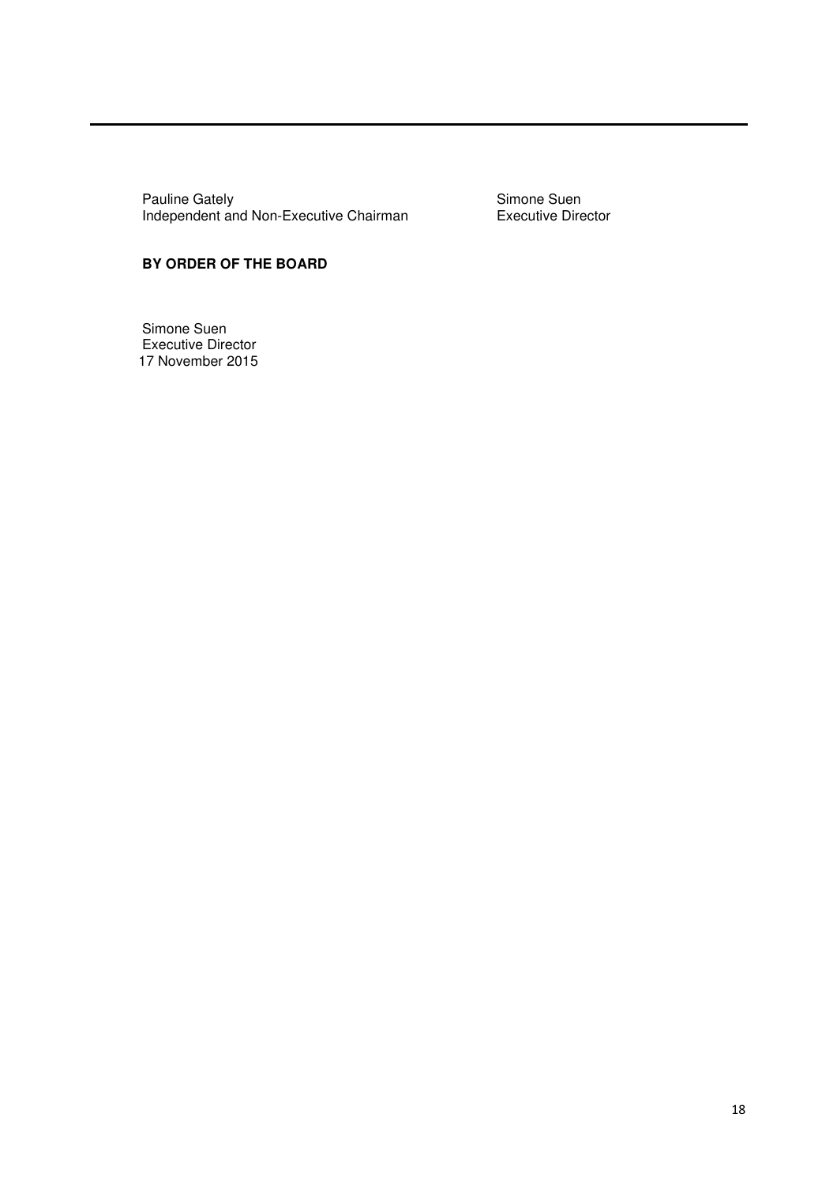Pauline Gately
Independent and Non-Executive Chairman

Simone Suen
Executive Director

**BY ORDER OF THE BOARD**

Simone Suen
Executive Director
17 November 2015